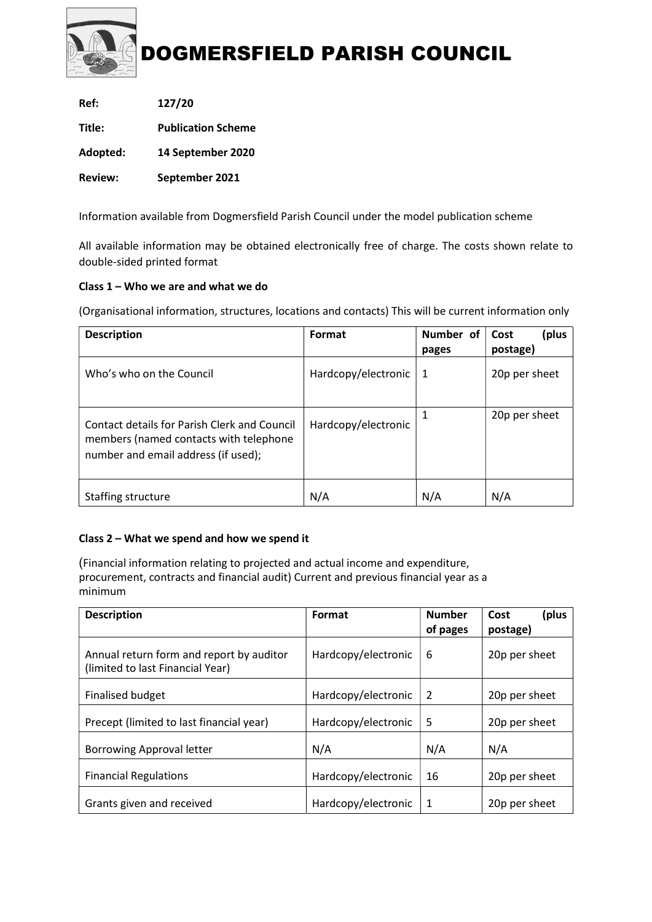# DOGMERSFIELD PARISH COUNCIL

**Ref:** **127/20**

**Title:** **Publication Scheme**

**Adopted:** **14 September 2020**

**Review:** **September 2021**

Information available from Dogmersfield Parish Council under the model publication scheme

All available information may be obtained electronically free of charge. The costs shown relate to double-sided printed format

**Class 1 – Who we are and what we do**

(Organisational information, structures, locations and contacts) This will be current information only

| **Description** | **Format** | **Number of pages** | **Cost (plus postage)** |
|---|---|---|---|
| Who's who on the Council | Hardcopy/electronic | 1 | 20p per sheet |
| Contact details for Parish Clerk and Council members (named contacts with telephone number and email address (if used); | Hardcopy/electronic | 1 | 20p per sheet |
| Staffing structure | N/A | N/A | N/A |

**Class 2 – What we spend and how we spend it**

(Financial information relating to projected and actual income and expenditure, procurement, contracts and financial audit) Current and previous financial year as a minimum

| **Description** | **Format** | **Number of pages** | **Cost (plus postage)** |
|---|---|---|---|
| Annual return form and report by auditor (limited to last Financial Year) | Hardcopy/electronic | 6 | 20p per sheet |
| Finalised budget | Hardcopy/electronic | 2 | 20p per sheet |
| Precept (limited to last financial year) | Hardcopy/electronic | 5 | 20p per sheet |
| Borrowing Approval letter | N/A | N/A | N/A |
| Financial Regulations | Hardcopy/electronic | 16 | 20p per sheet |
| Grants given and received | Hardcopy/electronic | 1 | 20p per sheet |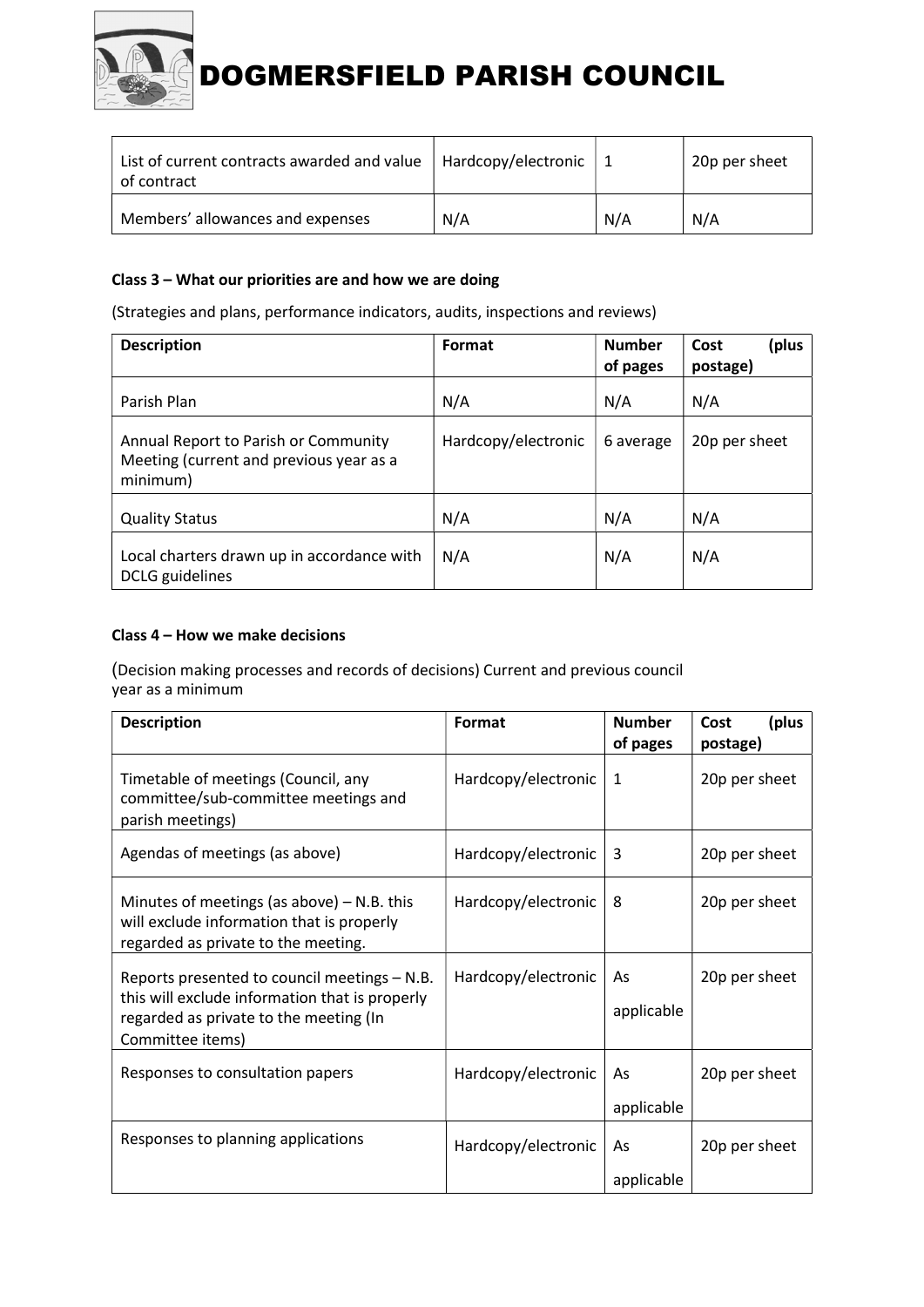| | | | |
|---|---|---|---|
| List of current contracts awarded and value of contract | Hardcopy/electronic | 1 | 20p per sheet |
| Members' allowances and expenses | N/A | N/A | N/A |

**Class 3 – What our priorities are and how we are doing**

(Strategies and plans, performance indicators, audits, inspections and reviews)

| Description | Format | Number of pages | Cost (plus postage) |
|---|---|---|---|
| Parish Plan | N/A | N/A | N/A |
| Annual Report to Parish or Community Meeting (current and previous year as a minimum) | Hardcopy/electronic | 6 average | 20p per sheet |
| Quality Status | N/A | N/A | N/A |
| Local charters drawn up in accordance with DCLG guidelines | N/A | N/A | N/A |

**Class 4 – How we make decisions**

(Decision making processes and records of decisions) Current and previous council year as a minimum

| Description | Format | Number of pages | Cost (plus postage) |
|---|---|---|---|
| Timetable of meetings (Council, any committee/sub-committee meetings and parish meetings) | Hardcopy/electronic | 1 | 20p per sheet |
| Agendas of meetings (as above) | Hardcopy/electronic | 3 | 20p per sheet |
| Minutes of meetings (as above) – N.B. this will exclude information that is properly regarded as private to the meeting. | Hardcopy/electronic | 8 | 20p per sheet |
| Reports presented to council meetings – N.B. this will exclude information that is properly regarded as private to the meeting (In Committee items) | Hardcopy/electronic | As applicable | 20p per sheet |
| Responses to consultation papers | Hardcopy/electronic | As applicable | 20p per sheet |
| Responses to planning applications | Hardcopy/electronic | As applicable | 20p per sheet |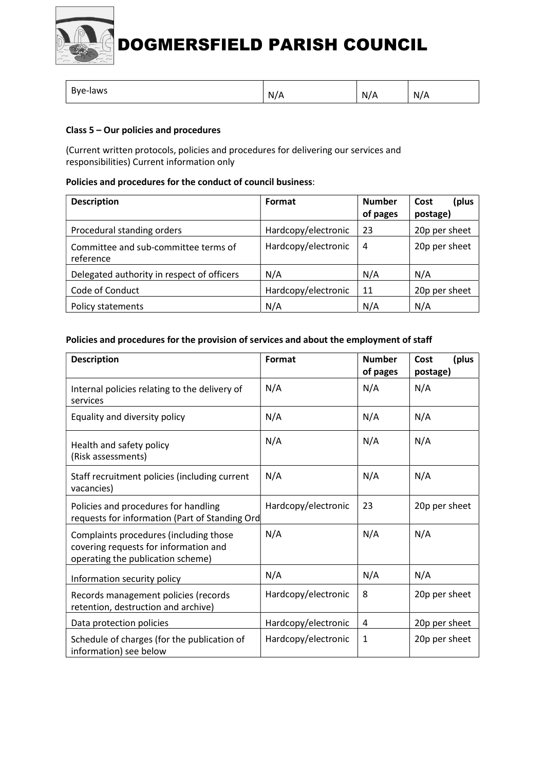| Bye-laws | N/A | N/A | N/A |
|---|---|---|---|

**Class 5 – Our policies and procedures**

(Current written protocols, policies and procedures for delivering our services and responsibilities) Current information only

**Policies and procedures for the conduct of council business**:

| Description | Format | Number of pages | Cost (plus postage) |
|---|---|---|---|
| Procedural standing orders | Hardcopy/electronic | 23 | 20p per sheet |
| Committee and sub-committee terms of reference | Hardcopy/electronic | 4 | 20p per sheet |
| Delegated authority in respect of officers | N/A | N/A | N/A |
| Code of Conduct | Hardcopy/electronic | 11 | 20p per sheet |
| Policy statements | N/A | N/A | N/A |

**Policies and procedures for the provision of services and about the employment of staff**

| Description | Format | Number of pages | Cost (plus postage) |
|---|---|---|---|
| Internal policies relating to the delivery of services | N/A | N/A | N/A |
| Equality and diversity policy | N/A | N/A | N/A |
| Health and safety policy (Risk assessments) | N/A | N/A | N/A |
| Staff recruitment policies (including current vacancies) | N/A | N/A | N/A |
| Policies and procedures for handling requests for information (Part of Standing Ord | Hardcopy/electronic | 23 | 20p per sheet |
| Complaints procedures (including those covering requests for information and operating the publication scheme) | N/A | N/A | N/A |
| Information security policy | N/A | N/A | N/A |
| Records management policies (records retention, destruction and archive) | Hardcopy/electronic | 8 | 20p per sheet |
| Data protection policies | Hardcopy/electronic | 4 | 20p per sheet |
| Schedule of charges (for the publication of information) see below | Hardcopy/electronic | 1 | 20p per sheet |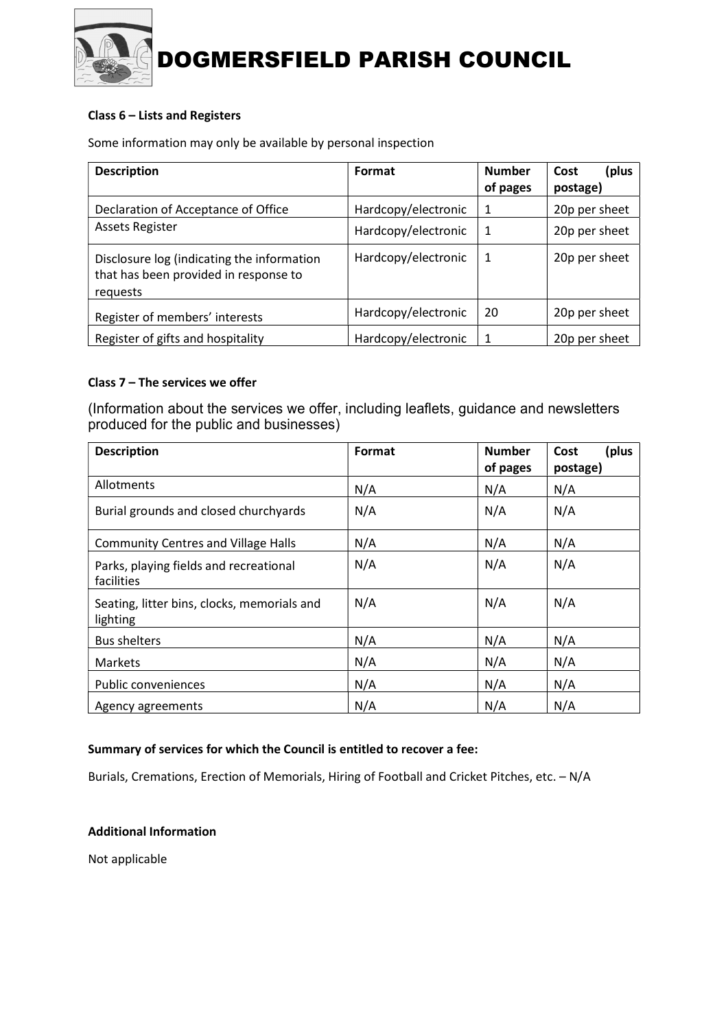### Class 6 – Lists and Registers

Some information may only be available by personal inspection

| Description | Format | Number of pages | Cost (plus postage) |
|---|---|---|---|
| Declaration of Acceptance of Office | Hardcopy/electronic | 1 | 20p per sheet |
| Assets Register | Hardcopy/electronic | 1 | 20p per sheet |
| Disclosure log (indicating the information that has been provided in response to requests | Hardcopy/electronic | 1 | 20p per sheet |
| Register of members' interests | Hardcopy/electronic | 20 | 20p per sheet |
| Register of gifts and hospitality | Hardcopy/electronic | 1 | 20p per sheet |

### Class 7 – The services we offer

(Information about the services we offer, including leaflets, guidance and newsletters produced for the public and businesses)

| Description | Format | Number of pages | Cost (plus postage) |
|---|---|---|---|
| Allotments | N/A | N/A | N/A |
| Burial grounds and closed churchyards | N/A | N/A | N/A |
| Community Centres and Village Halls | N/A | N/A | N/A |
| Parks, playing fields and recreational facilities | N/A | N/A | N/A |
| Seating, litter bins, clocks, memorials and lighting | N/A | N/A | N/A |
| Bus shelters | N/A | N/A | N/A |
| Markets | N/A | N/A | N/A |
| Public conveniences | N/A | N/A | N/A |
| Agency agreements | N/A | N/A | N/A |

**Summary of services for which the Council is entitled to recover a fee:**

Burials, Cremations, Erection of Memorials, Hiring of Football and Cricket Pitches, etc. – N/A

**Additional Information**

Not applicable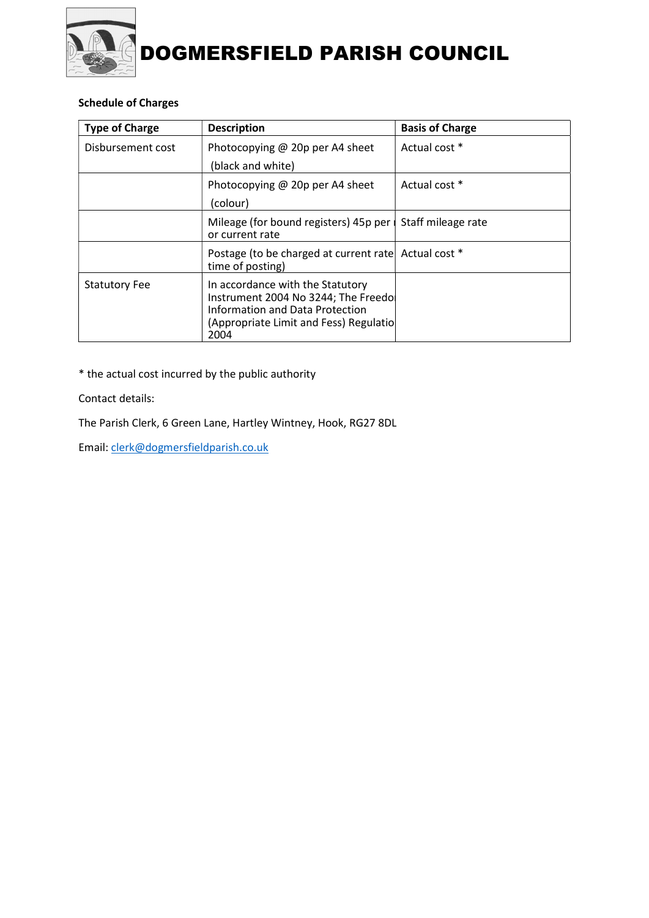# DOGMERSFIELD PARISH COUNCIL

**Schedule of Charges**

| Type of Charge | Description | Basis of Charge |
|---|---|---|
| Disbursement cost | Photocopying @ 20p per A4 sheet (black and white) | Actual cost * |
| | Photocopying @ 20p per A4 sheet (colour) | Actual cost * |
| | Mileage (for bound registers) 45p per or current rate | Staff mileage rate |
| | Postage (to be charged at current rate time of posting) | Actual cost * |
| Statutory Fee | In accordance with the Statutory Instrument 2004 No 3244; The Freedo Information and Data Protection (Appropriate Limit and Fess) Regulatio 2004 | |

* the actual cost incurred by the public authority

Contact details:

The Parish Clerk, 6 Green Lane, Hartley Wintney, Hook, RG27 8DL

Email: clerk@dogmersfieldparish.co.uk